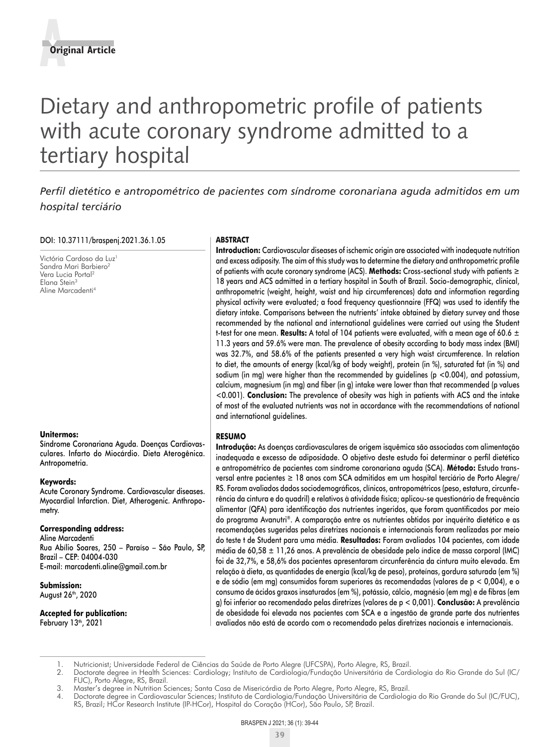**Original Article**

# Dietary and anthropometric profile of patients with acute coronary syndrome admitted to a tertiary hospital

*Perfil dietético e antropométrico de pacientes com síndrome coronariana aguda admitidos em um hospital terciário*

DOI: 10.37111/braspenj.2021.36.1.05

Victória Cardoso da Luz[1]
Sandra Mari Barbiero[2]
Vera Lucia Portal[2]
Elana Stein[3]
Aline Marcadenti[4]

**Unitermos:**
Síndrome Coronariana Aguda. Doenças Cardiovasculares. Infarto do Miocárdio. Dieta Aterogênica. Antropometria.

**Keywords:**
Acute Coronary Syndrome. Cardiovascular diseases. Myocardial Infarction. Diet, Atherogenic. Anthropometry.

**Corresponding address:**
Aline Marcadenti
Rua Abílio Soares, 250 – Paraíso – São Paulo, SP, Brazil – CEP: 04004-030
E-mail: marcadenti.aline@gmail.com.br

**Submission:**
August 26th, 2020

**Accepted for publication:**
February 13th, 2021

## ABSTRACT

**Introduction:** Cardiovascular diseases of ischemic origin are associated with inadequate nutrition and excess adiposity. The aim of this study was to determine the dietary and anthropometric profile of patients with acute coronary syndrome (ACS). **Methods:** Cross-sectional study with patients ≥ 18 years and ACS admitted in a tertiary hospital in South of Brazil. Socio-demographic, clinical, anthropometric (weight, height, waist and hip circumferences) data and information regarding physical activity were evaluated; a food frequency questionnaire (FFQ) was used to identify the dietary intake. Comparisons between the nutrients' intake obtained by dietary survey and those recommended by the national and international guidelines were carried out using the Student t-test for one mean. **Results:** A total of 104 patients were evaluated, with a mean age of 60.6 ± 11.3 years and 59.6% were man. The prevalence of obesity according to body mass index (BMI) was 32.7%, and 58.6% of the patients presented a very high waist circumference. In relation to diet, the amounts of energy (kcal/kg of body weight), protein (in %), saturated fat (in %) and sodium (in mg) were higher than the recommended by guidelines ($p < 0.004$), and potassium, calcium, magnesium (in mg) and fiber (in g) intake were lower than that recommended (p values $< 0.001$). **Conclusion:** The prevalence of obesity was high in patients with ACS and the intake of most of the evaluated nutrients was not in accordance with the recommendations of national and international guidelines.

## RESUMO

**Introdução:** As doenças cardiovasculares de origem isquêmica são associadas com alimentação inadequada e excesso de adiposidade. O objetivo deste estudo foi determinar o perfil dietético e antropométrico de pacientes com síndrome coronariana aguda (SCA). **Método:** Estudo transversal entre pacientes ≥ 18 anos com SCA admitidos em um hospital terciário de Porto Alegre/RS. Foram avaliados dados sociodemográficos, clínicos, antropométricos (peso, estatura, circunferência da cintura e do quadril) e relativos à atividade física; aplicou-se questionário de frequência alimentar (QFA) para identificação dos nutrientes ingeridos, que foram quantificados por meio do programa Avanutri®. A comparação entre os nutrientes obtidos por inquérito dietético e as recomendações sugeridas pelas diretrizes nacionais e internacionais foram realizadas por meio do teste t de Student para uma média. **Resultados:** Foram avaliados 104 pacientes, com idade média de 60,58 ± 11,26 anos. A prevalência de obesidade pelo índice de massa corporal (IMC) foi de 32,7%, e 58,6% dos pacientes apresentaram circunferência da cintura muito elevada. Em relação à dieta, as quantidades de energia (kcal/kg de peso), proteínas, gordura saturada (em %) e de sódio (em mg) consumidos foram superiores às recomendadas (valores de $p < 0,004$), e o consumo de ácidos graxos insaturados (em %), potássio, cálcio, magnésio (em mg) e de fibras (em g) foi inferior ao recomendado pelas diretrizes (valores de $p < 0,001$). **Conclusão:** A prevalência de obesidade foi elevada nos pacientes com SCA e a ingestão de grande parte dos nutrientes avaliados não está de acordo com o recomendado pelas diretrizes nacionais e internacionais.

---

1. Nutricionist; Universidade Federal de Ciências da Saúde de Porto Alegre (UFCSPA), Porto Alegre, RS, Brazil.
2. Doctorate degree in Health Sciences: Cardiology; Instituto de Cardiologia/Fundação Universitária de Cardiologia do Rio Grande do Sul (IC/FUC), Porto Alegre, RS, Brazil.
3. Master's degree in Nutrition Sciences; Santa Casa de Misericórdia de Porto Alegre, Porto Alegre, RS, Brazil.
4. Doctorate degree in Cardiovascular Sciences; Instituto de Cardiologia/Fundação Universitária de Cardiologia do Rio Grande do Sul (IC/FUC), RS, Brazil; HCor Research Institute (IP-HCor), Hospital do Coração (HCor), São Paulo, SP, Brazil.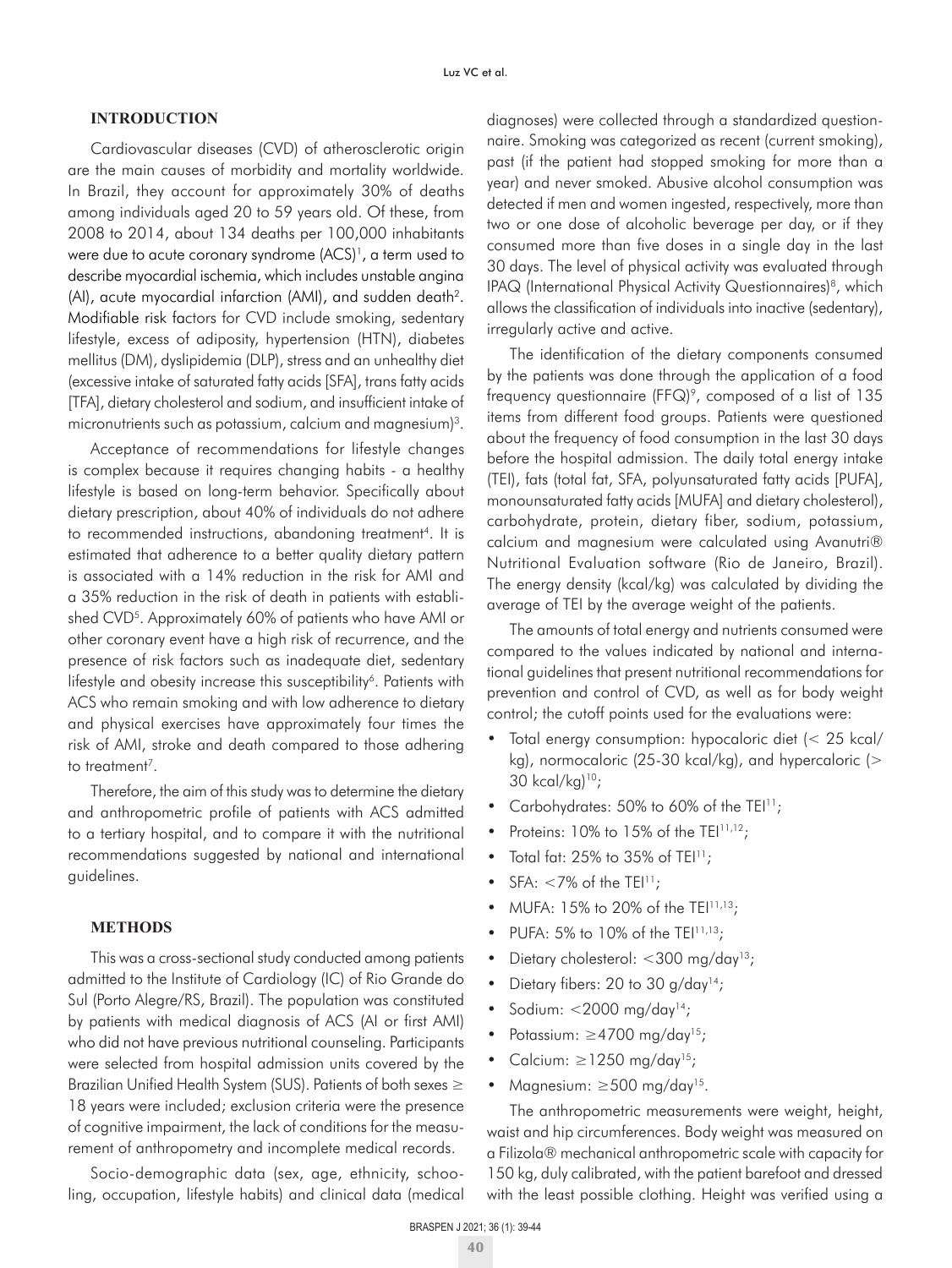## INTRODUCTION

Cardiovascular diseases (CVD) of atherosclerotic origin are the main causes of morbidity and mortality worldwide. In Brazil, they account for approximately 30% of deaths among individuals aged 20 to 59 years old. Of these, from 2008 to 2014, about 134 deaths per 100,000 inhabitants were due to acute coronary syndrome (ACS)[1], a term used to describe myocardial ischemia, which includes unstable angina (AI), acute myocardial infarction (AMI), and sudden death[2]. Modifiable risk factors for CVD include smoking, sedentary lifestyle, excess of adiposity, hypertension (HTN), diabetes mellitus (DM), dyslipidemia (DLP), stress and an unhealthy diet (excessive intake of saturated fatty acids [SFA], trans fatty acids [TFA], dietary cholesterol and sodium, and insufficient intake of micronutrients such as potassium, calcium and magnesium)[3].

Acceptance of recommendations for lifestyle changes is complex because it requires changing habits - a healthy lifestyle is based on long-term behavior. Specifically about dietary prescription, about 40% of individuals do not adhere to recommended instructions, abandoning treatment[4]. It is estimated that adherence to a better quality dietary pattern is associated with a 14% reduction in the risk for AMI and a 35% reduction in the risk of death in patients with established CVD[5]. Approximately 60% of patients who have AMI or other coronary event have a high risk of recurrence, and the presence of risk factors such as inadequate diet, sedentary lifestyle and obesity increase this susceptibility[6]. Patients with ACS who remain smoking and with low adherence to dietary and physical exercises have approximately four times the risk of AMI, stroke and death compared to those adhering to treatment[7].

Therefore, the aim of this study was to determine the dietary and anthropometric profile of patients with ACS admitted to a tertiary hospital, and to compare it with the nutritional recommendations suggested by national and international guidelines.

## METHODS

This was a cross-sectional study conducted among patients admitted to the Institute of Cardiology (IC) of Rio Grande do Sul (Porto Alegre/RS, Brazil). The population was constituted by patients with medical diagnosis of ACS (AI or first AMI) who did not have previous nutritional counseling. Participants were selected from hospital admission units covered by the Brazilian Unified Health System (SUS). Patients of both sexes ≥ 18 years were included; exclusion criteria were the presence of cognitive impairment, the lack of conditions for the measurement of anthropometry and incomplete medical records.

Socio-demographic data (sex, age, ethnicity, schooling, occupation, lifestyle habits) and clinical data (medical diagnoses) were collected through a standardized questionnaire. Smoking was categorized as recent (current smoking), past (if the patient had stopped smoking for more than a year) and never smoked. Abusive alcohol consumption was detected if men and women ingested, respectively, more than two or one dose of alcoholic beverage per day, or if they consumed more than five doses in a single day in the last 30 days. The level of physical activity was evaluated through IPAQ (International Physical Activity Questionnaires)[8], which allows the classification of individuals into inactive (sedentary), irregularly active and active.

The identification of the dietary components consumed by the patients was done through the application of a food frequency questionnaire (FFQ)[9], composed of a list of 135 items from different food groups. Patients were questioned about the frequency of food consumption in the last 30 days before the hospital admission. The daily total energy intake (TEI), fats (total fat, SFA, polyunsaturated fatty acids [PUFA], monounsaturated fatty acids [MUFA] and dietary cholesterol), carbohydrate, protein, dietary fiber, sodium, potassium, calcium and magnesium were calculated using Avanutri® Nutritional Evaluation software (Rio de Janeiro, Brazil). The energy density (kcal/kg) was calculated by dividing the average of TEI by the average weight of the patients.

The amounts of total energy and nutrients consumed were compared to the values indicated by national and international guidelines that present nutritional recommendations for prevention and control of CVD, as well as for body weight control; the cutoff points used for the evaluations were:

- Total energy consumption: hypocaloric diet (< 25 kcal/kg), normocaloric (25-30 kcal/kg), and hypercaloric (> 30 kcal/kg)[10];
- Carbohydrates: 50% to 60% of the TEI[11];
- Proteins: 10% to 15% of the TEI[11,12];
- Total fat: 25% to 35% of TEI[11];
- SFA: <7% of the TEI[11];
- MUFA: 15% to 20% of the TEI[11,13];
- PUFA: 5% to 10% of the TEI[11,13];
- Dietary cholesterol: <300 mg/day[13];
- Dietary fibers: 20 to 30 g/day[14];
- Sodium: <2000 mg/day[14];
- Potassium: ≥4700 mg/day[15];
- Calcium: ≥1250 mg/day[15];
- Magnesium: ≥500 mg/day[15].

The anthropometric measurements were weight, height, waist and hip circumferences. Body weight was measured on a Filizola® mechanical anthropometric scale with capacity for 150 kg, duly calibrated, with the patient barefoot and dressed with the least possible clothing. Height was verified using a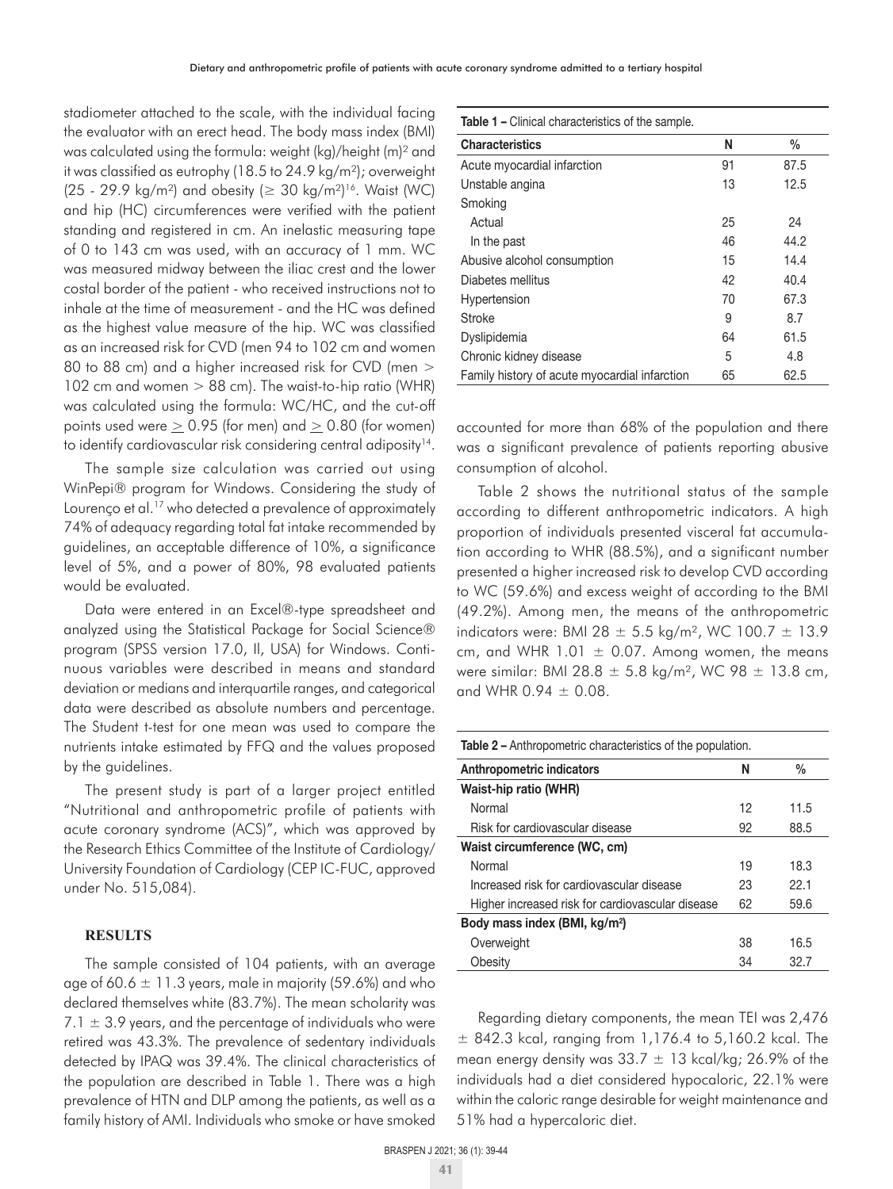stadiometer attached to the scale, with the individual facing the evaluator with an erect head. The body mass index (BMI) was calculated using the formula: weight (kg)/height (m)$^2$ and it was classified as eutrophy (18.5 to 24.9 kg/m$^2$); overweight (25 - 29.9 kg/m$^2$) and obesity ($\geq$ 30 kg/m$^2$)[16]. Waist (WC) and hip (HC) circumferences were verified with the patient standing and registered in cm. An inelastic measuring tape of 0 to 143 cm was used, with an accuracy of 1 mm. WC was measured midway between the iliac crest and the lower costal border of the patient - who received instructions not to inhale at the time of measurement - and the HC was defined as the highest value measure of the hip. WC was classified as an increased risk for CVD (men 94 to 102 cm and women 80 to 88 cm) and a higher increased risk for CVD (men > 102 cm and women > 88 cm). The waist-to-hip ratio (WHR) was calculated using the formula: WC/HC, and the cut-off points used were $\geq$ 0.95 (for men) and $\geq$ 0.80 (for women) to identify cardiovascular risk considering central adiposity[14].

The sample size calculation was carried out using WinPepi® program for Windows. Considering the study of Lourenço et al.[17] who detected a prevalence of approximately 74% of adequacy regarding total fat intake recommended by guidelines, an acceptable difference of 10%, a significance level of 5%, and a power of 80%, 98 evaluated patients would be evaluated.

Data were entered in an Excel®-type spreadsheet and analyzed using the Statistical Package for Social Science® program (SPSS version 17.0, Il, USA) for Windows. Continuous variables were described in means and standard deviation or medians and interquartile ranges, and categorical data were described as absolute numbers and percentage. The Student t-test for one mean was used to compare the nutrients intake estimated by FFQ and the values proposed by the guidelines.

The present study is part of a larger project entitled "Nutritional and anthropometric profile of patients with acute coronary syndrome (ACS)", which was approved by the Research Ethics Committee of the Institute of Cardiology/University Foundation of Cardiology (CEP IC-FUC, approved under No. 515,084).

## RESULTS

The sample consisted of 104 patients, with an average age of 60.6 ± 11.3 years, male in majority (59.6%) and who declared themselves white (83.7%). The mean scholarity was 7.1 ± 3.9 years, and the percentage of individuals who were retired was 43.3%. The prevalence of sedentary individuals detected by IPAQ was 39.4%. The clinical characteristics of the population are described in Table 1. There was a high prevalence of HTN and DLP among the patients, as well as a family history of AMI. Individuals who smoke or have smoked accounted for more than 68% of the population and there was a significant prevalence of patients reporting abusive consumption of alcohol.

**Table 1 –** Clinical characteristics of the sample.

| Characteristics | N | % |
|---|---|---|
| Acute myocardial infarction | 91 | 87.5 |
| Unstable angina | 13 | 12.5 |
| Smoking | | |
| Actual | 25 | 24 |
| In the past | 46 | 44.2 |
| Abusive alcohol consumption | 15 | 14.4 |
| Diabetes mellitus | 42 | 40.4 |
| Hypertension | 70 | 67.3 |
| Stroke | 9 | 8.7 |
| Dyslipidemia | 64 | 61.5 |
| Chronic kidney disease | 5 | 4.8 |
| Family history of acute myocardial infarction | 65 | 62.5 |

Table 2 shows the nutritional status of the sample according to different anthropometric indicators. A high proportion of individuals presented visceral fat accumulation according to WHR (88.5%), and a significant number presented a higher increased risk to develop CVD according to WC (59.6%) and excess weight of according to the BMI (49.2%). Among men, the means of the anthropometric indicators were: BMI 28 ± 5.5 kg/m$^2$, WC 100.7 ± 13.9 cm, and WHR 1.01 ± 0.07. Among women, the means were similar: BMI 28.8 ± 5.8 kg/m$^2$, WC 98 ± 13.8 cm, and WHR 0.94 ± 0.08.

**Table 2 –** Anthropometric characteristics of the population.

| Anthropometric indicators | N | % |
|---|---|---|
| **Waist-hip ratio (WHR)** | | |
| Normal | 12 | 11.5 |
| Risk for cardiovascular disease | 92 | 88.5 |
| **Waist circumference (WC, cm)** | | |
| Normal | 19 | 18.3 |
| Increased risk for cardiovascular disease | 23 | 22.1 |
| Higher increased risk for cardiovascular disease | 62 | 59.6 |
| **Body mass index (BMI, kg/m$^2$)** | | |
| Overweight | 38 | 16.5 |
| Obesity | 34 | 32.7 |

Regarding dietary components, the mean TEI was 2,476 ± 842.3 kcal, ranging from 1,176.4 to 5,160.2 kcal. The mean energy density was 33.7 ± 13 kcal/kg; 26.9% of the individuals had a diet considered hypocaloric, 22.1% were within the caloric range desirable for weight maintenance and 51% had a hypercaloric diet.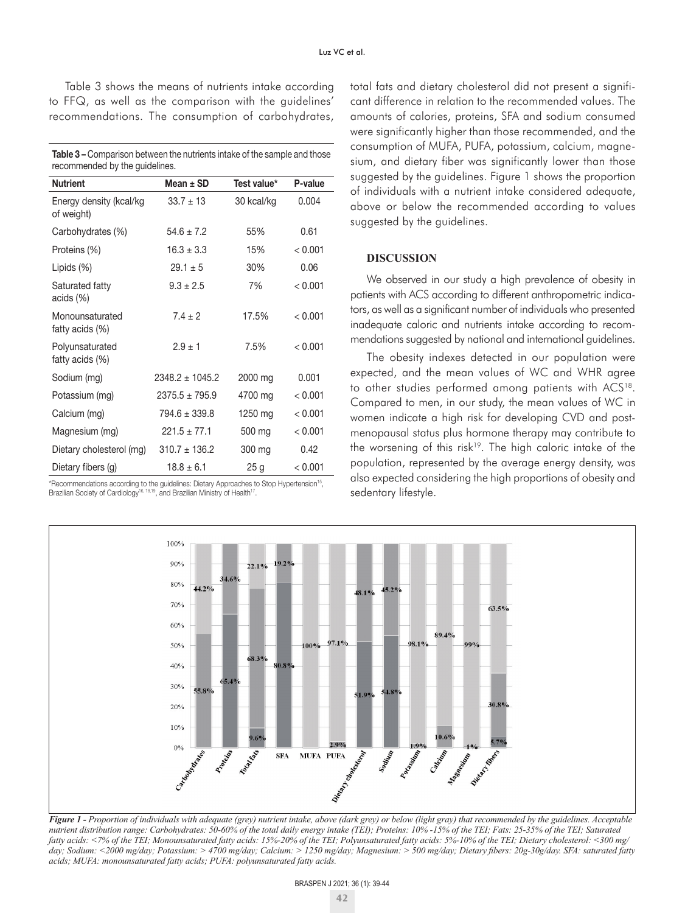Table 3 shows the means of nutrients intake according to FFQ, as well as the comparison with the guidelines' recommendations. The consumption of carbohydrates, total fats and dietary cholesterol did not present a significant difference in relation to the recommended values. The amounts of calories, proteins, SFA and sodium consumed were significantly higher than those recommended, and the consumption of MUFA, PUFA, potassium, calcium, magnesium, and dietary fiber was significantly lower than those suggested by the guidelines. Figure 1 shows the proportion of individuals with a nutrient intake considered adequate, above or below the recommended according to values suggested by the guidelines.

**Table 3 –** Comparison between the nutrients intake of the sample and those recommended by the guidelines.

| Nutrient | Mean ± SD | Test value* | P-value |
|---|---|---|---|
| Energy density (kcal/kg of weight) | 33.7 ± 13 | 30 kcal/kg | 0.004 |
| Carbohydrates (%) | 54.6 ± 7.2 | 55% | 0.61 |
| Proteins (%) | 16.3 ± 3.3 | 15% | < 0.001 |
| Lipids (%) | 29.1 ± 5 | 30% | 0.06 |
| Saturated fatty acids (%) | 9.3 ± 2.5 | 7% | < 0.001 |
| Monounsaturated fatty acids (%) | 7.4 ± 2 | 17.5% | < 0.001 |
| Polyunsaturated fatty acids (%) | 2.9 ± 1 | 7.5% | < 0.001 |
| Sodium (mg) | 2348.2 ± 1045.2 | 2000 mg | 0.001 |
| Potassium (mg) | 2375.5 ± 795.9 | 4700 mg | < 0.001 |
| Calcium (mg) | 794.6 ± 339.8 | 1250 mg | < 0.001 |
| Magnesium (mg) | 221.5 ± 77.1 | 500 mg | < 0.001 |
| Dietary cholesterol (mg) | 310.7 ± 136.2 | 300 mg | 0.42 |
| Dietary fibers (g) | 18.8 ± 6.1 | 25 g | < 0.001 |

*Recommendations according to the guidelines: Dietary Approaches to Stop Hypertension[15], Brazilian Society of Cardiology[16, 18,19], and Brazilian Ministry of Health[17].

## DISCUSSION

We observed in our study a high prevalence of obesity in patients with ACS according to different anthropometric indicators, as well as a significant number of individuals who presented inadequate caloric and nutrients intake according to recommendations suggested by national and international guidelines.

The obesity indexes detected in our population were expected, and the mean values of WC and WHR agree to other studies performed among patients with ACS[18]. Compared to men, in our study, the mean values of WC in women indicate a high risk for developing CVD and postmenopausal status plus hormone therapy may contribute to the worsening of this risk[19]. The high caloric intake of the population, represented by the average energy density, was also expected considering the high proportions of obesity and sedentary lifestyle.

| | Carbohydrates | Proteins | Total fats | SFA | MUFA | PUFA | Dietary cholesterol | Sodium | Potassium | Calcium | Magnesium | Dietary fibers |
|---|---|---|---|---|---|---|---|---|---|---|---|---|
| Above (dark grey) | | 65.4% | | 80.8% | | | 51.9% | 54.8% | | | | |
| Adequate (grey) | 55.8% | 34.6% | 68.3% | 19.2% | | 2.9% | 48.1% | 45.2% | 1.9% | 10.6% | 1% | 30.8% |
| Below (light grey) | 44.2% | | 9.6% / 22.1% | | 100% | 97.1% | | | 98.1% | 89.4% | 99% | 63.5% / 5.7% |

*Figure 1 - Proportion of individuals with adequate (grey) nutrient intake, above (dark grey) or below (light gray) that recommended by the guidelines. Acceptable nutrient distribution range: Carbohydrates: 50-60% of the total daily energy intake (TEI); Proteins: 10% -15% of the TEI; Fats: 25-35% of the TEI; Saturated fatty acids: <7% of the TEI; Monounsaturated fatty acids: 15%-20% of the TEI; Polyunsaturated fatty acids: 5%-10% of the TEI; Dietary cholesterol: <300 mg/day; Sodium: <2000 mg/day; Potassium: > 4700 mg/day; Calcium: > 1250 mg/day; Magnesium: > 500 mg/day; Dietary fibers: 20g-30g/day. SFA: saturated fatty acids; MUFA: monounsaturated fatty acids; PUFA: polyunsaturated fatty acids.*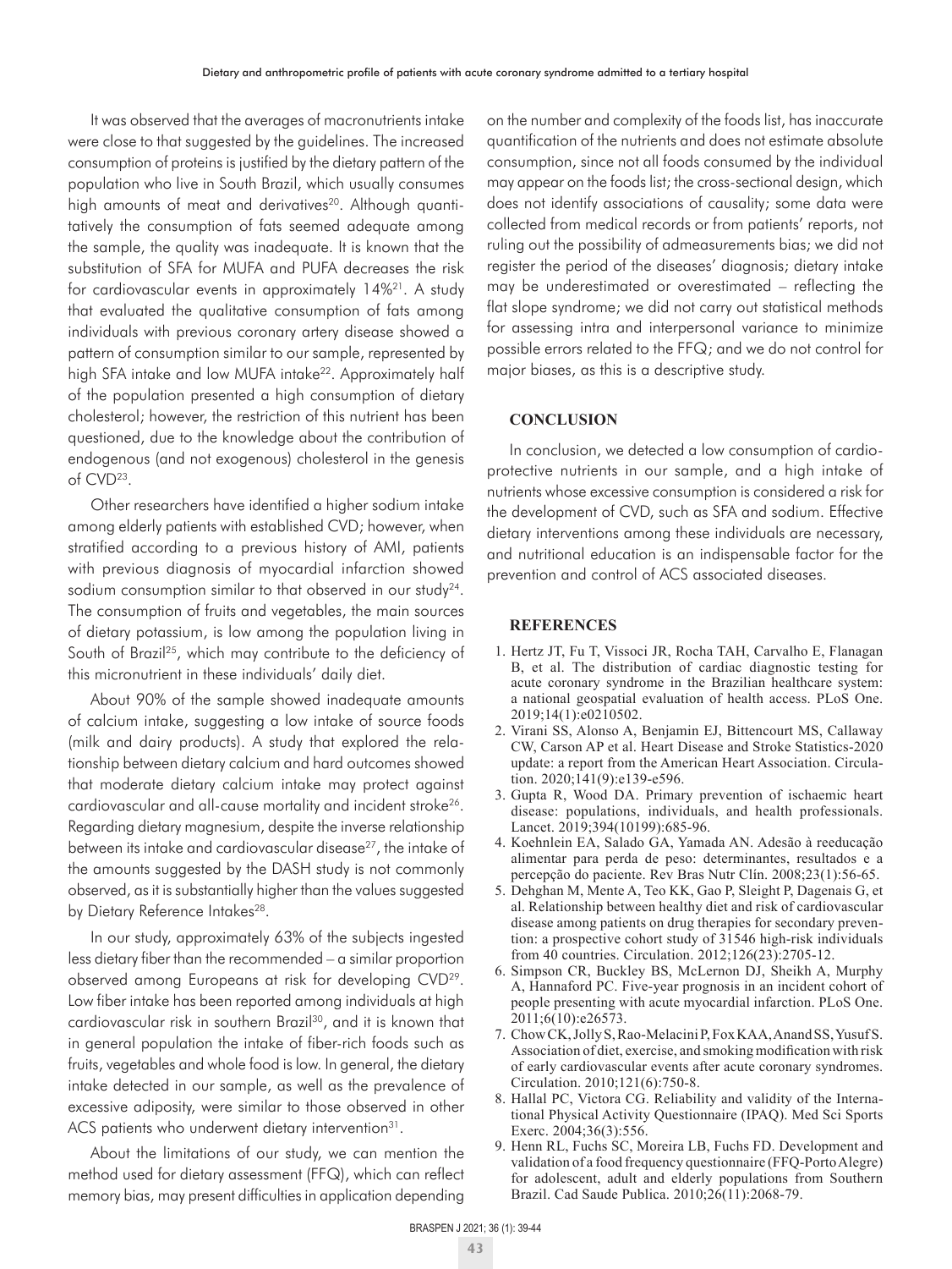It was observed that the averages of macronutrients intake were close to that suggested by the guidelines. The increased consumption of proteins is justified by the dietary pattern of the population who live in South Brazil, which usually consumes high amounts of meat and derivatives[20]. Although quantitatively the consumption of fats seemed adequate among the sample, the quality was inadequate. It is known that the substitution of SFA for MUFA and PUFA decreases the risk for cardiovascular events in approximately 14%[21]. A study that evaluated the qualitative consumption of fats among individuals with previous coronary artery disease showed a pattern of consumption similar to our sample, represented by high SFA intake and low MUFA intake[22]. Approximately half of the population presented a high consumption of dietary cholesterol; however, the restriction of this nutrient has been questioned, due to the knowledge about the contribution of endogenous (and not exogenous) cholesterol in the genesis of CVD[23].

Other researchers have identified a higher sodium intake among elderly patients with established CVD; however, when stratified according to a previous history of AMI, patients with previous diagnosis of myocardial infarction showed sodium consumption similar to that observed in our study[24]. The consumption of fruits and vegetables, the main sources of dietary potassium, is low among the population living in South of Brazil[25], which may contribute to the deficiency of this micronutrient in these individuals' daily diet.

About 90% of the sample showed inadequate amounts of calcium intake, suggesting a low intake of source foods (milk and dairy products). A study that explored the relationship between dietary calcium and hard outcomes showed that moderate dietary calcium intake may protect against cardiovascular and all-cause mortality and incident stroke[26]. Regarding dietary magnesium, despite the inverse relationship between its intake and cardiovascular disease[27], the intake of the amounts suggested by the DASH study is not commonly observed, as it is substantially higher than the values suggested by Dietary Reference Intakes[28].

In our study, approximately 63% of the subjects ingested less dietary fiber than the recommended – a similar proportion observed among Europeans at risk for developing CVD[29]. Low fiber intake has been reported among individuals at high cardiovascular risk in southern Brazil[30], and it is known that in general population the intake of fiber-rich foods such as fruits, vegetables and whole food is low. In general, the dietary intake detected in our sample, as well as the prevalence of excessive adiposity, were similar to those observed in other ACS patients who underwent dietary intervention[31].

About the limitations of our study, we can mention the method used for dietary assessment (FFQ), which can reflect memory bias, may present difficulties in application depending on the number and complexity of the foods list, has inaccurate quantification of the nutrients and does not estimate absolute consumption, since not all foods consumed by the individual may appear on the foods list; the cross-sectional design, which does not identify associations of causality; some data were collected from medical records or from patients' reports, not ruling out the possibility of admeasurements bias; we did not register the period of the diseases' diagnosis; dietary intake may be underestimated or overestimated – reflecting the flat slope syndrome; we did not carry out statistical methods for assessing intra and interpersonal variance to minimize possible errors related to the FFQ; and we do not control for major biases, as this is a descriptive study.

## CONCLUSION

In conclusion, we detected a low consumption of cardioprotective nutrients in our sample, and a high intake of nutrients whose excessive consumption is considered a risk for the development of CVD, such as SFA and sodium. Effective dietary interventions among these individuals are necessary, and nutritional education is an indispensable factor for the prevention and control of ACS associated diseases.

## REFERENCES

1. Hertz JT, Fu T, Vissoci JR, Rocha TAH, Carvalho E, Flanagan B, et al. The distribution of cardiac diagnostic testing for acute coronary syndrome in the Brazilian healthcare system: a national geospatial evaluation of health access. PLoS One. 2019;14(1):e0210502.
2. Virani SS, Alonso A, Benjamin EJ, Bittencourt MS, Callaway CW, Carson AP et al. Heart Disease and Stroke Statistics-2020 update: a report from the American Heart Association. Circulation. 2020;141(9):e139-e596.
3. Gupta R, Wood DA. Primary prevention of ischaemic heart disease: populations, individuals, and health professionals. Lancet. 2019;394(10199):685-96.
4. Koehnlein EA, Salado GA, Yamada AN. Adesão à reeducação alimentar para perda de peso: determinantes, resultados e a percepção do paciente. Rev Bras Nutr Clín. 2008;23(1):56-65.
5. Dehghan M, Mente A, Teo KK, Gao P, Sleight P, Dagenais G, et al. Relationship between healthy diet and risk of cardiovascular disease among patients on drug therapies for secondary prevention: a prospective cohort study of 31546 high-risk individuals from 40 countries. Circulation. 2012;126(23):2705-12.
6. Simpson CR, Buckley BS, McLernon DJ, Sheikh A, Murphy A, Hannaford PC. Five-year prognosis in an incident cohort of people presenting with acute myocardial infarction. PLoS One. 2011;6(10):e26573.
7. Chow CK, Jolly S, Rao-Melacini P, Fox KAA, Anand SS, Yusuf S. Association of diet, exercise, and smoking modification with risk of early cardiovascular events after acute coronary syndromes. Circulation. 2010;121(6):750-8.
8. Hallal PC, Victora CG. Reliability and validity of the International Physical Activity Questionnaire (IPAQ). Med Sci Sports Exerc. 2004;36(3):556.
9. Henn RL, Fuchs SC, Moreira LB, Fuchs FD. Development and validation of a food frequency questionnaire (FFQ-Porto Alegre) for adolescent, adult and elderly populations from Southern Brazil. Cad Saude Publica. 2010;26(11):2068-79.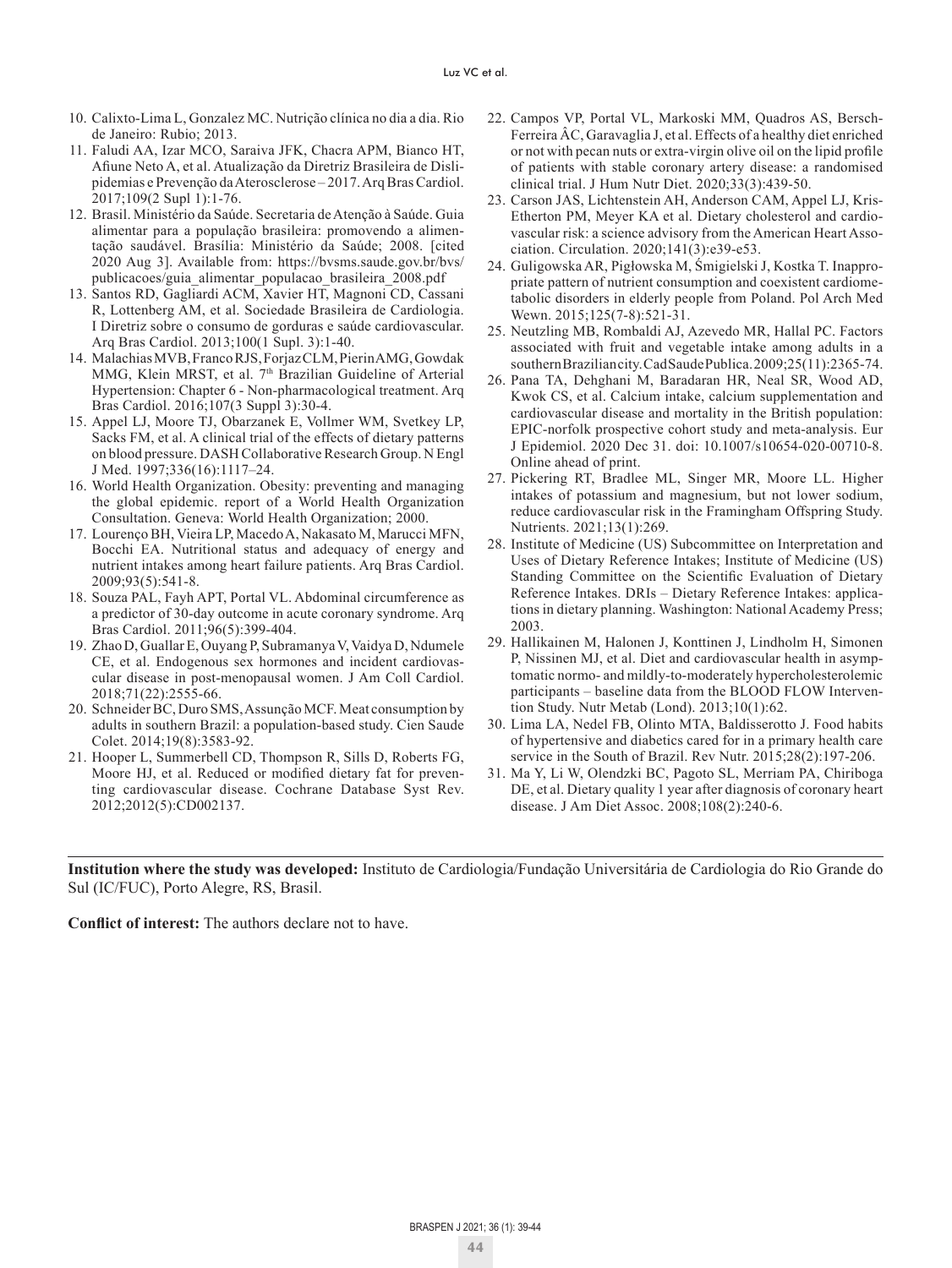10. Calixto-Lima L, Gonzalez MC. Nutrição clínica no dia a dia. Rio de Janeiro: Rubio; 2013.
11. Faludi AA, Izar MCO, Saraiva JFK, Chacra APM, Bianco HT, Afiune Neto A, et al. Atualização da Diretriz Brasileira de Dislipidemias e Prevenção da Aterosclerose – 2017. Arq Bras Cardiol. 2017;109(2 Supl 1):1-76.
12. Brasil. Ministério da Saúde. Secretaria de Atenção à Saúde. Guia alimentar para a população brasileira: promovendo a alimentação saudável. Brasília: Ministério da Saúde; 2008. [cited 2020 Aug 3]. Available from: https://bvsms.saude.gov.br/bvs/publicacoes/guia_alimentar_populacao_brasileira_2008.pdf
13. Santos RD, Gagliardi ACM, Xavier HT, Magnoni CD, Cassani R, Lottenberg AM, et al. Sociedade Brasileira de Cardiologia. I Diretriz sobre o consumo de gorduras e saúde cardiovascular. Arq Bras Cardiol. 2013;100(1 Supl. 3):1-40.
14. Malachias MVB, Franco RJS, Forjaz CLM, Pierin AMG, Gowdak MMG, Klein MRST, et al. 7th Brazilian Guideline of Arterial Hypertension: Chapter 6 - Non-pharmacological treatment. Arq Bras Cardiol. 2016;107(3 Suppl 3):30-4.
15. Appel LJ, Moore TJ, Obarzanek E, Vollmer WM, Svetkey LP, Sacks FM, et al. A clinical trial of the effects of dietary patterns on blood pressure. DASH Collaborative Research Group. N Engl J Med. 1997;336(16):1117–24.
16. World Health Organization. Obesity: preventing and managing the global epidemic. report of a World Health Organization Consultation. Geneva: World Health Organization; 2000.
17. Lourenço BH, Vieira LP, Macedo A, Nakasato M, Marucci MFN, Bocchi EA. Nutritional status and adequacy of energy and nutrient intakes among heart failure patients. Arq Bras Cardiol. 2009;93(5):541-8.
18. Souza PAL, Fayh APT, Portal VL. Abdominal circumference as a predictor of 30-day outcome in acute coronary syndrome. Arq Bras Cardiol. 2011;96(5):399-404.
19. Zhao D, Guallar E, Ouyang P, Subramanya V, Vaidya D, Ndumele CE, et al. Endogenous sex hormones and incident cardiovascular disease in post-menopausal women. J Am Coll Cardiol. 2018;71(22):2555-66.
20. Schneider BC, Duro SMS, Assunção MCF. Meat consumption by adults in southern Brazil: a population-based study. Cien Saude Colet. 2014;19(8):3583-92.
21. Hooper L, Summerbell CD, Thompson R, Sills D, Roberts FG, Moore HJ, et al. Reduced or modified dietary fat for preventing cardiovascular disease. Cochrane Database Syst Rev. 2012;2012(5):CD002137.
22. Campos VP, Portal VL, Markoski MM, Quadros AS, Bersch-Ferreira ÂC, Garavaglia J, et al. Effects of a healthy diet enriched or not with pecan nuts or extra-virgin olive oil on the lipid profile of patients with stable coronary artery disease: a randomised clinical trial. J Hum Nutr Diet. 2020;33(3):439-50.
23. Carson JAS, Lichtenstein AH, Anderson CAM, Appel LJ, Kris-Etherton PM, Meyer KA et al. Dietary cholesterol and cardiovascular risk: a science advisory from the American Heart Association. Circulation. 2020;141(3):e39-e53.
24. Guligowska AR, Pigłowska M, Śmigielski J, Kostka T. Inappropriate pattern of nutrient consumption and coexistent cardiometabolic disorders in elderly people from Poland. Pol Arch Med Wewn. 2015;125(7-8):521-31.
25. Neutzling MB, Rombaldi AJ, Azevedo MR, Hallal PC. Factors associated with fruit and vegetable intake among adults in a southern Brazilian city. Cad Saude Publica. 2009;25(11):2365-74.
26. Pana TA, Dehghani M, Baradaran HR, Neal SR, Wood AD, Kwok CS, et al. Calcium intake, calcium supplementation and cardiovascular disease and mortality in the British population: EPIC-norfolk prospective cohort study and meta-analysis. Eur J Epidemiol. 2020 Dec 31. doi: 10.1007/s10654-020-00710-8. Online ahead of print.
27. Pickering RT, Bradlee ML, Singer MR, Moore LL. Higher intakes of potassium and magnesium, but not lower sodium, reduce cardiovascular risk in the Framingham Offspring Study. Nutrients. 2021;13(1):269.
28. Institute of Medicine (US) Subcommittee on Interpretation and Uses of Dietary Reference Intakes; Institute of Medicine (US) Standing Committee on the Scientific Evaluation of Dietary Reference Intakes. DRIs – Dietary Reference Intakes: applications in dietary planning. Washington: National Academy Press; 2003.
29. Hallikainen M, Halonen J, Konttinen J, Lindholm H, Simonen P, Nissinen MJ, et al. Diet and cardiovascular health in asymptomatic normo- and mildly-to-moderately hypercholesterolemic participants – baseline data from the BLOOD FLOW Intervention Study. Nutr Metab (Lond). 2013;10(1):62.
30. Lima LA, Nedel FB, Olinto MTA, Baldisserotto J. Food habits of hypertensive and diabetics cared for in a primary health care service in the South of Brazil. Rev Nutr. 2015;28(2):197-206.
31. Ma Y, Li W, Olendzki BC, Pagoto SL, Merriam PA, Chiriboga DE, et al. Dietary quality 1 year after diagnosis of coronary heart disease. J Am Diet Assoc. 2008;108(2):240-6.

---

**Institution where the study was developed:** Instituto de Cardiologia/Fundação Universitária de Cardiologia do Rio Grande do Sul (IC/FUC), Porto Alegre, RS, Brasil.

**Conflict of interest:** The authors declare not to have.